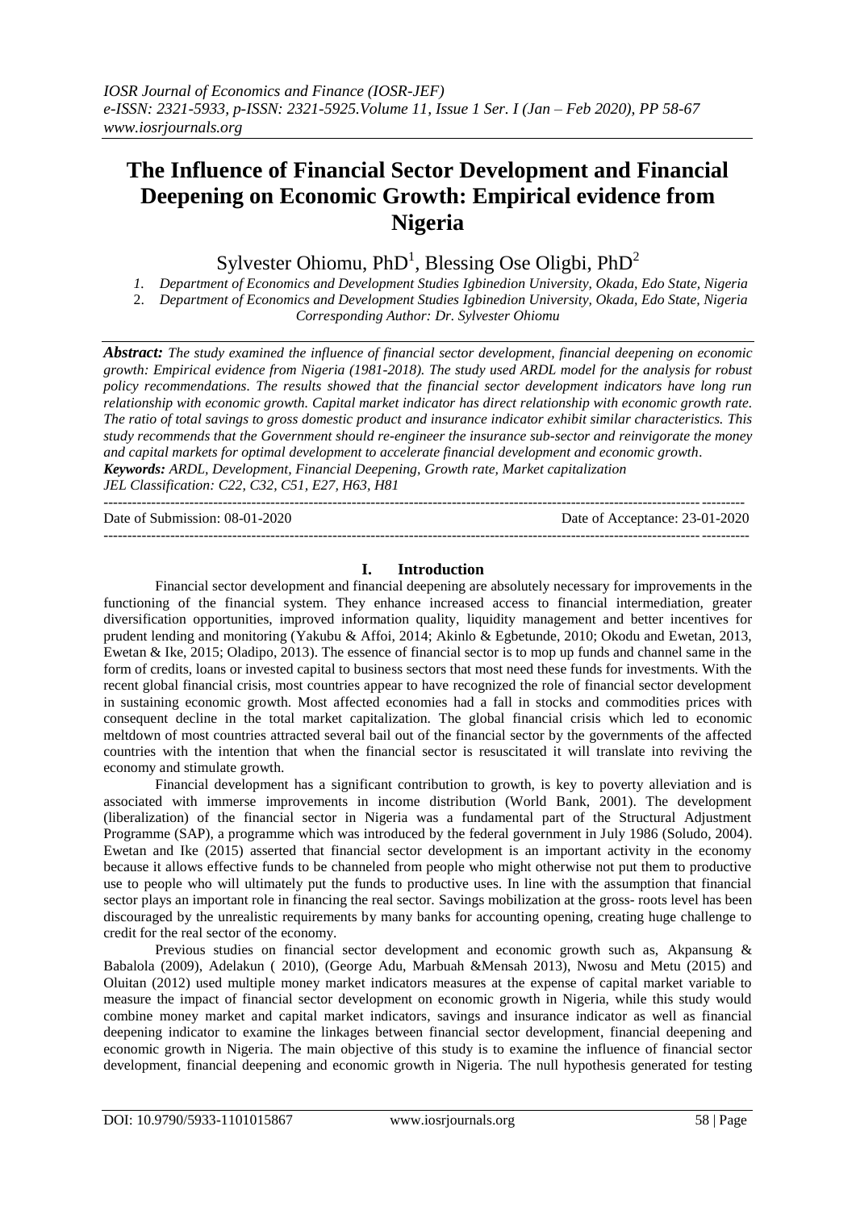# The Influence of Financial Sector Development and Financial Deepening on Economic Growth: Empirical evidence from Nigeria

Sylvester Ohiomu, PhD[1], Blessing Ose Oligbi, PhD[2]

1. Department of Economics and Development Studies Igbinedion University, Okada, Edo State, Nigeria
2. Department of Economics and Development Studies Igbinedion University, Okada, Edo State, Nigeria

*Corresponding Author: Dr. Sylvester Ohiomu*

***Abstract:*** *The study examined the influence of financial sector development, financial deepening on economic growth: Empirical evidence from Nigeria (1981-2018). The study used ARDL model for the analysis for robust policy recommendations. The results showed that the financial sector development indicators have long run relationship with economic growth. Capital market indicator has direct relationship with economic growth rate. The ratio of total savings to gross domestic product and insurance indicator exhibit similar characteristics. This study recommends that the Government should re-engineer the insurance sub-sector and reinvigorate the money and capital markets for optimal development to accelerate financial development and economic growth.*

***Keywords:*** *ARDL, Development, Financial Deepening, Growth rate, Market capitalization*

*JEL Classification: C22, C32, C51, E27, H63, H81*

---

Date of Submission: 08-01-2020 | Date of Acceptance: 23-01-2020

---

## I. Introduction

Financial sector development and financial deepening are absolutely necessary for improvements in the functioning of the financial system. They enhance increased access to financial intermediation, greater diversification opportunities, improved information quality, liquidity management and better incentives for prudent lending and monitoring (Yakubu & Affoi, 2014; Akinlo & Egbetunde, 2010; Okodu and Ewetan, 2013, Ewetan & Ike, 2015; Oladipo, 2013). The essence of financial sector is to mop up funds and channel same in the form of credits, loans or invested capital to business sectors that most need these funds for investments. With the recent global financial crisis, most countries appear to have recognized the role of financial sector development in sustaining economic growth. Most affected economies had a fall in stocks and commodities prices with consequent decline in the total market capitalization. The global financial crisis which led to economic meltdown of most countries attracted several bail out of the financial sector by the governments of the affected countries with the intention that when the financial sector is resuscitated it will translate into reviving the economy and stimulate growth.

Financial development has a significant contribution to growth, is key to poverty alleviation and is associated with immerse improvements in income distribution (World Bank, 2001). The development (liberalization) of the financial sector in Nigeria was a fundamental part of the Structural Adjustment Programme (SAP), a programme which was introduced by the federal government in July 1986 (Soludo, 2004). Ewetan and Ike (2015) asserted that financial sector development is an important activity in the economy because it allows effective funds to be channeled from people who might otherwise not put them to productive use to people who will ultimately put the funds to productive uses. In line with the assumption that financial sector plays an important role in financing the real sector. Savings mobilization at the gross- roots level has been discouraged by the unrealistic requirements by many banks for accounting opening, creating huge challenge to credit for the real sector of the economy.

Previous studies on financial sector development and economic growth such as, Akpansung & Babalola (2009), Adelakun ( 2010), (George Adu, Marbuah &Mensah 2013), Nwosu and Metu (2015) and Oluitan (2012) used multiple money market indicators measures at the expense of capital market variable to measure the impact of financial sector development on economic growth in Nigeria, while this study would combine money market and capital market indicators, savings and insurance indicator as well as financial deepening indicator to examine the linkages between financial sector development, financial deepening and economic growth in Nigeria. The main objective of this study is to examine the influence of financial sector development, financial deepening and economic growth in Nigeria. The null hypothesis generated for testing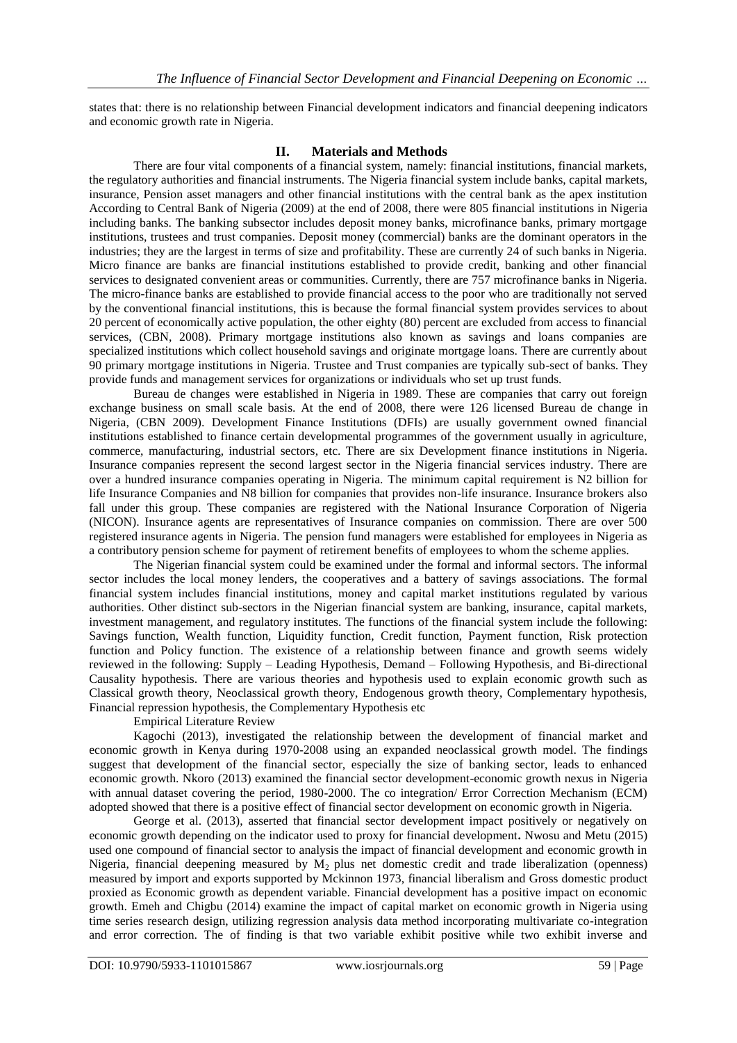states that: there is no relationship between Financial development indicators and financial deepening indicators and economic growth rate in Nigeria.

## II. Materials and Methods

There are four vital components of a financial system, namely: financial institutions, financial markets, the regulatory authorities and financial instruments. The Nigeria financial system include banks, capital markets, insurance, Pension asset managers and other financial institutions with the central bank as the apex institution According to Central Bank of Nigeria (2009) at the end of 2008, there were 805 financial institutions in Nigeria including banks. The banking subsector includes deposit money banks, microfinance banks, primary mortgage institutions, trustees and trust companies. Deposit money (commercial) banks are the dominant operators in the industries; they are the largest in terms of size and profitability. These are currently 24 of such banks in Nigeria. Micro finance are banks are financial institutions established to provide credit, banking and other financial services to designated convenient areas or communities. Currently, there are 757 microfinance banks in Nigeria. The micro-finance banks are established to provide financial access to the poor who are traditionally not served by the conventional financial institutions, this is because the formal financial system provides services to about 20 percent of economically active population, the other eighty (80) percent are excluded from access to financial services, (CBN, 2008). Primary mortgage institutions also known as savings and loans companies are specialized institutions which collect household savings and originate mortgage loans. There are currently about 90 primary mortgage institutions in Nigeria. Trustee and Trust companies are typically sub-sect of banks. They provide funds and management services for organizations or individuals who set up trust funds.

Bureau de changes were established in Nigeria in 1989. These are companies that carry out foreign exchange business on small scale basis. At the end of 2008, there were 126 licensed Bureau de change in Nigeria, (CBN 2009). Development Finance Institutions (DFIs) are usually government owned financial institutions established to finance certain developmental programmes of the government usually in agriculture, commerce, manufacturing, industrial sectors, etc. There are six Development finance institutions in Nigeria. Insurance companies represent the second largest sector in the Nigeria financial services industry. There are over a hundred insurance companies operating in Nigeria. The minimum capital requirement is N2 billion for life Insurance Companies and N8 billion for companies that provides non-life insurance. Insurance brokers also fall under this group. These companies are registered with the National Insurance Corporation of Nigeria (NICON). Insurance agents are representatives of Insurance companies on commission. There are over 500 registered insurance agents in Nigeria. The pension fund managers were established for employees in Nigeria as a contributory pension scheme for payment of retirement benefits of employees to whom the scheme applies.

The Nigerian financial system could be examined under the formal and informal sectors. The informal sector includes the local money lenders, the cooperatives and a battery of savings associations. The formal financial system includes financial institutions, money and capital market institutions regulated by various authorities. Other distinct sub-sectors in the Nigerian financial system are banking, insurance, capital markets, investment management, and regulatory institutes. The functions of the financial system include the following: Savings function, Wealth function, Liquidity function, Credit function, Payment function, Risk protection function and Policy function. The existence of a relationship between finance and growth seems widely reviewed in the following: Supply – Leading Hypothesis, Demand – Following Hypothesis, and Bi-directional Causality hypothesis. There are various theories and hypothesis used to explain economic growth such as Classical growth theory, Neoclassical growth theory, Endogenous growth theory, Complementary hypothesis, Financial repression hypothesis, the Complementary Hypothesis etc

Empirical Literature Review

Kagochi (2013), investigated the relationship between the development of financial market and economic growth in Kenya during 1970-2008 using an expanded neoclassical growth model. The findings suggest that development of the financial sector, especially the size of banking sector, leads to enhanced economic growth. Nkoro (2013) examined the financial sector development-economic growth nexus in Nigeria with annual dataset covering the period, 1980-2000. The co integration/ Error Correction Mechanism (ECM) adopted showed that there is a positive effect of financial sector development on economic growth in Nigeria.

George et al. (2013), asserted that financial sector development impact positively or negatively on economic growth depending on the indicator used to proxy for financial development. Nwosu and Metu (2015) used one compound of financial sector to analysis the impact of financial development and economic growth in Nigeria, financial deepening measured by $M_2$ plus net domestic credit and trade liberalization (openness) measured by import and exports supported by Mckinnon 1973, financial liberalism and Gross domestic product proxied as Economic growth as dependent variable. Financial development has a positive impact on economic growth. Emeh and Chigbu (2014) examine the impact of capital market on economic growth in Nigeria using time series research design, utilizing regression analysis data method incorporating multivariate co-integration and error correction. The of finding is that two variable exhibit positive while two exhibit inverse and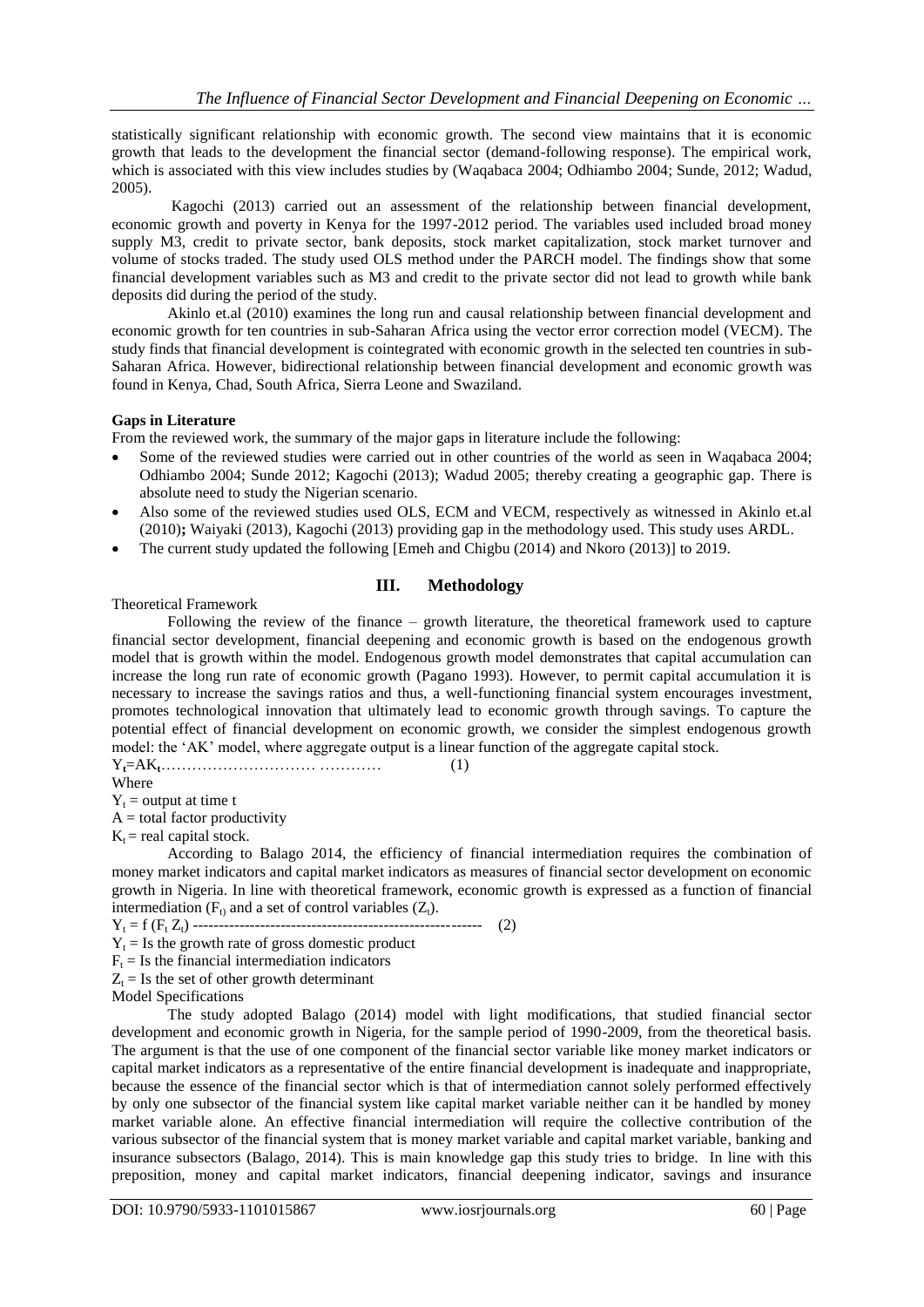statistically significant relationship with economic growth. The second view maintains that it is economic growth that leads to the development the financial sector (demand-following response). The empirical work, which is associated with this view includes studies by (Waqabaca 2004; Odhiambo 2004; Sunde, 2012; Wadud, 2005).

Kagochi (2013) carried out an assessment of the relationship between financial development, economic growth and poverty in Kenya for the 1997-2012 period. The variables used included broad money supply M3, credit to private sector, bank deposits, stock market capitalization, stock market turnover and volume of stocks traded. The study used OLS method under the PARCH model. The findings show that some financial development variables such as M3 and credit to the private sector did not lead to growth while bank deposits did during the period of the study.

Akinlo et.al (2010) examines the long run and causal relationship between financial development and economic growth for ten countries in sub-Saharan Africa using the vector error correction model (VECM). The study finds that financial development is cointegrated with economic growth in the selected ten countries in sub-Saharan Africa. However, bidirectional relationship between financial development and economic growth was found in Kenya, Chad, South Africa, Sierra Leone and Swaziland.

**Gaps in Literature**

From the reviewed work, the summary of the major gaps in literature include the following:

- Some of the reviewed studies were carried out in other countries of the world as seen in Waqabaca 2004; Odhiambo 2004; Sunde 2012; Kagochi (2013); Wadud 2005; thereby creating a geographic gap. There is absolute need to study the Nigerian scenario.
- Also some of the reviewed studies used OLS, ECM and VECM, respectively as witnessed in Akinlo et.al (2010)**;** Waiyaki (2013), Kagochi (2013) providing gap in the methodology used. This study uses ARDL.
- The current study updated the following [Emeh and Chigbu (2014) and Nkoro (2013)] to 2019.

## III. Methodology

Theoretical Framework

Following the review of the finance – growth literature, the theoretical framework used to capture financial sector development, financial deepening and economic growth is based on the endogenous growth model that is growth within the model. Endogenous growth model demonstrates that capital accumulation can increase the long run rate of economic growth (Pagano 1993). However, to permit capital accumulation it is necessary to increase the savings ratios and thus, a well-functioning financial system encourages investment, promotes technological innovation that ultimately lead to economic growth through savings. To capture the potential effect of financial development on economic growth, we consider the simplest endogenous growth model: the 'AK' model, where aggregate output is a linear function of the aggregate capital stock.

$Y_t = AK_t$………………………… ………… (1)

Where

$Y_t$ = output at time t

A = total factor productivity

$K_t$ = real capital stock.

According to Balago 2014, the efficiency of financial intermediation requires the combination of money market indicators and capital market indicators as measures of financial sector development on economic growth in Nigeria. In line with theoretical framework, economic growth is expressed as a function of financial intermediation ($F_t$) and a set of control variables ($Z_t$).

$Y_t = f(F_t Z_t)$ -------------------------------------------------------- (2)

$Y_t$ = Is the growth rate of gross domestic product

$F_t$ = Is the financial intermediation indicators

$Z_t$ = Is the set of other growth determinant

Model Specifications

The study adopted Balago (2014) model with light modifications, that studied financial sector development and economic growth in Nigeria, for the sample period of 1990-2009, from the theoretical basis. The argument is that the use of one component of the financial sector variable like money market indicators or capital market indicators as a representative of the entire financial development is inadequate and inappropriate, because the essence of the financial sector which is that of intermediation cannot solely performed effectively by only one subsector of the financial system like capital market variable neither can it be handled by money market variable alone. An effective financial intermediation will require the collective contribution of the various subsector of the financial system that is money market variable and capital market variable, banking and insurance subsectors (Balago, 2014). This is main knowledge gap this study tries to bridge. In line with this preposition, money and capital market indicators, financial deepening indicator, savings and insurance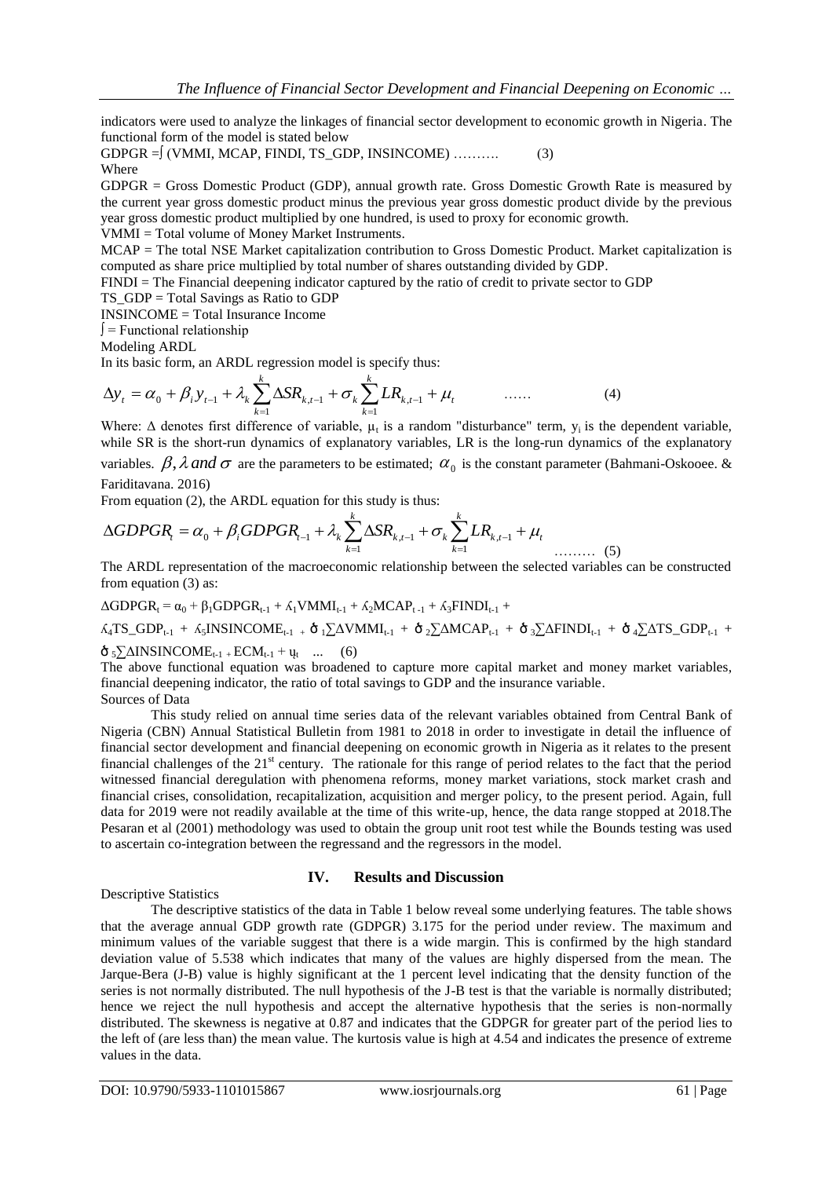indicators were used to analyze the linkages of financial sector development to economic growth in Nigeria. The functional form of the model is stated below

GDPGR =∫ (VMMI, MCAP, FINDI, TS_GDP, INSINCOME) ………. (3)

Where

GDPGR = Gross Domestic Product (GDP), annual growth rate. Gross Domestic Growth Rate is measured by the current year gross domestic product minus the previous year gross domestic product divide by the previous year gross domestic product multiplied by one hundred, is used to proxy for economic growth.

VMMI = Total volume of Money Market Instruments.

MCAP = The total NSE Market capitalization contribution to Gross Domestic Product. Market capitalization is computed as share price multiplied by total number of shares outstanding divided by GDP.

FINDI = The Financial deepening indicator captured by the ratio of credit to private sector to GDP

TS_GDP = Total Savings as Ratio to GDP

INSINCOME = Total Insurance Income

∫ = Functional relationship

Modeling ARDL

In its basic form, an ARDL regression model is specify thus:

$$\Delta y_t = \alpha_0 + \beta_i y_{t-1} + \lambda_k \sum_{k=1}^{k} \Delta SR_{k,t-1} + \sigma_k \sum_{k=1}^{k} LR_{k,t-1} + \mu_t \qquad \ldots\ldots \qquad (4)$$

Where: Δ denotes first difference of variable, $\mu_t$ is a random "disturbance" term, $y_i$ is the dependent variable, while SR is the short-run dynamics of explanatory variables, LR is the long-run dynamics of the explanatory variables. $\beta, \lambda$ *and* $\sigma$ are the parameters to be estimated; $\alpha_0$ is the constant parameter (Bahmani-Oskooee. & Fariditavana. 2016)

From equation (2), the ARDL equation for this study is thus:

$$\Delta GDPGR_t = \alpha_0 + \beta_i GDPGR_{t-1} + \lambda_k \sum_{k=1}^{k} \Delta SR_{k,t-1} + \sigma_k \sum_{k=1}^{k} LR_{k,t-1} + \mu_t \qquad \ldots\ldots\ldots \quad (5)$$

The ARDL representation of the macroeconomic relationship between the selected variables can be constructed from equation (3) as:

$$\Delta GDPGR_t = \alpha_0 + \beta_1 GDPGR_{t-1} + ϗ_1 VMMI_{t-1} + ϗ_2 MCAP_{t-1} + ϗ_3 FINDI_{t-1} + ϗ_4 TS\_GDP_{t-1} + ϗ_5 INSINCOME_{t-1} + ծ_1 \sum \Delta VMMI_{t-1} + ծ_2 \sum \Delta MCAP_{t-1} + ծ_3 \sum \Delta FINDI_{t-1} + ծ_4 \sum \Delta TS\_GDP_{t-1} + ծ_5 \sum \Delta INSINCOME_{t-1} + ECM_{t-1} + ɥ_t \quad \ldots \quad (6)$$

The above functional equation was broadened to capture more capital market and money market variables, financial deepening indicator, the ratio of total savings to GDP and the insurance variable.

Sources of Data

This study relied on annual time series data of the relevant variables obtained from Central Bank of Nigeria (CBN) Annual Statistical Bulletin from 1981 to 2018 in order to investigate in detail the influence of financial sector development and financial deepening on economic growth in Nigeria as it relates to the present financial challenges of the 21st century. The rationale for this range of period relates to the fact that the period witnessed financial deregulation with phenomena reforms, money market variations, stock market crash and financial crises, consolidation, recapitalization, acquisition and merger policy, to the present period. Again, full data for 2019 were not readily available at the time of this write-up, hence, the data range stopped at 2018.The Pesaran et al (2001) methodology was used to obtain the group unit root test while the Bounds testing was used to ascertain co-integration between the regressand and the regressors in the model.

## IV. Results and Discussion

Descriptive Statistics

The descriptive statistics of the data in Table 1 below reveal some underlying features. The table shows that the average annual GDP growth rate (GDPGR) 3.175 for the period under review. The maximum and minimum values of the variable suggest that there is a wide margin. This is confirmed by the high standard deviation value of 5.538 which indicates that many of the values are highly dispersed from the mean. The Jarque-Bera (J-B) value is highly significant at the 1 percent level indicating that the density function of the series is not normally distributed. The null hypothesis of the J-B test is that the variable is normally distributed; hence we reject the null hypothesis and accept the alternative hypothesis that the series is non-normally distributed. The skewness is negative at 0.87 and indicates that the GDPGR for greater part of the period lies to the left of (are less than) the mean value. The kurtosis value is high at 4.54 and indicates the presence of extreme values in the data.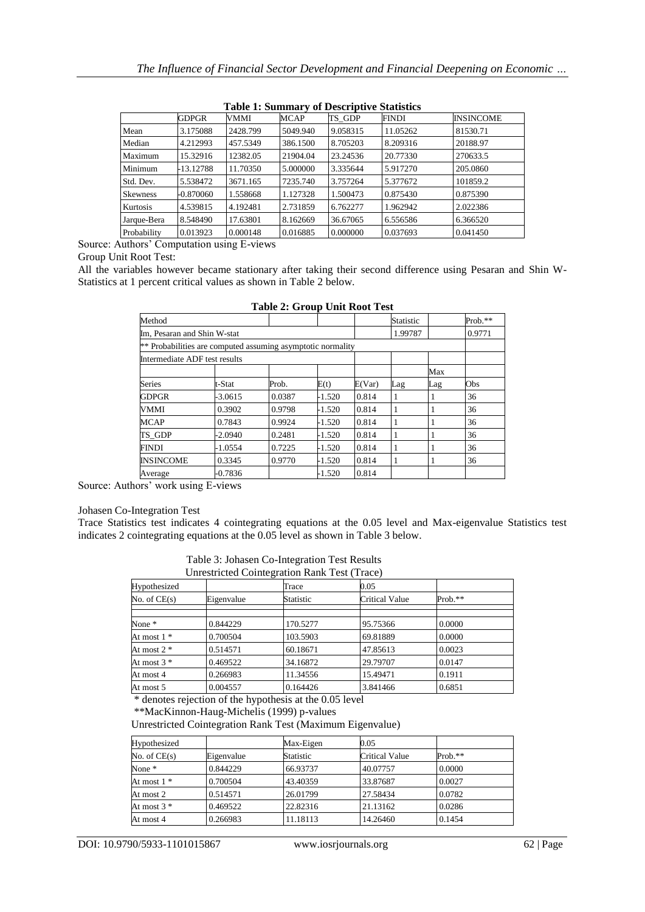**Table 1: Summary of Descriptive Statistics**

| | GDPGR | VMMI | MCAP | TS_GDP | FINDI | INSINCOME |
|---|---|---|---|---|---|---|
| Mean | 3.175088 | 2428.799 | 5049.940 | 9.058315 | 11.05262 | 81530.71 |
| Median | 4.212993 | 457.5349 | 386.1500 | 8.705203 | 8.209316 | 20188.97 |
| Maximum | 15.32916 | 12382.05 | 21904.04 | 23.24536 | 20.77330 | 270633.5 |
| Minimum | -13.12788 | 11.70350 | 5.000000 | 3.335644 | 5.917270 | 205.0860 |
| Std. Dev. | 5.538472 | 3671.165 | 7235.740 | 3.757264 | 5.377672 | 101859.2 |
| Skewness | -0.870060 | 1.558668 | 1.127328 | 1.500473 | 0.875430 | 0.875390 |
| Kurtosis | 4.539815 | 4.192481 | 2.731859 | 6.762277 | 1.962942 | 2.022386 |
| Jarque-Bera | 8.548490 | 17.63801 | 8.162669 | 36.67065 | 6.556586 | 6.366520 |
| Probability | 0.013923 | 0.000148 | 0.016885 | 0.000000 | 0.037693 | 0.041450 |

Source: Authors' Computation using E-views

Group Unit Root Test:

All the variables however became stationary after taking their second difference using Pesaran and Shin W-Statistics at 1 percent critical values as shown in Table 2 below.

**Table 2: Group Unit Root Test**

| Method | | | | | Statistic | | Prob.** |
|---|---|---|---|---|---|---|---|
| Im, Pesaran and Shin W-stat | | | | | 1.99787 | | 0.9771 |
| ** Probabilities are computed assuming asymptotic normality | | | | | | | |
| Intermediate ADF test results | | | | | | | |
| | | | | | | Max | |
| Series | t-Stat | Prob. | E(t) | E(Var) | Lag | Lag | Obs |
| GDPGR | -3.0615 | 0.0387 | -1.520 | 0.814 | 1 | 1 | 36 |
| VMMI | 0.3902 | 0.9798 | -1.520 | 0.814 | 1 | 1 | 36 |
| MCAP | 0.7843 | 0.9924 | -1.520 | 0.814 | 1 | 1 | 36 |
| TS_GDP | -2.0940 | 0.2481 | -1.520 | 0.814 | 1 | 1 | 36 |
| FINDI | -1.0554 | 0.7225 | -1.520 | 0.814 | 1 | 1 | 36 |
| INSINCOME | 0.3345 | 0.9770 | -1.520 | 0.814 | 1 | 1 | 36 |
| Average | -0.7836 | | -1.520 | 0.814 | | | |

Source: Authors' work using E-views

Johasen Co-Integration Test

Trace Statistics test indicates 4 cointegrating equations at the 0.05 level and Max-eigenvalue Statistics test indicates 2 cointegrating equations at the 0.05 level as shown in Table 3 below.

Table 3: Johasen Co-Integration Test Results

Unrestricted Cointegration Rank Test (Trace)

| Hypothesized No. of CE(s) | Eigenvalue | Trace Statistic | 0.05 Critical Value | Prob.** |
|---|---|---|---|---|
| None * | 0.844229 | 170.5277 | 95.75366 | 0.0000 |
| At most 1 * | 0.700504 | 103.5903 | 69.81889 | 0.0000 |
| At most 2 * | 0.514571 | 60.18671 | 47.85613 | 0.0023 |
| At most 3 * | 0.469522 | 34.16872 | 29.79707 | 0.0147 |
| At most 4 | 0.266983 | 11.34556 | 15.49471 | 0.1911 |
| At most 5 | 0.004557 | 0.164426 | 3.841466 | 0.6851 |

\* denotes rejection of the hypothesis at the 0.05 level

**MacKinnon-Haug-Michelis (1999) p-values

Unrestricted Cointegration Rank Test (Maximum Eigenvalue)

| Hypothesized No. of CE(s) | Eigenvalue | Max-Eigen Statistic | 0.05 Critical Value | Prob.** |
|---|---|---|---|---|
| None * | 0.844229 | 66.93737 | 40.07757 | 0.0000 |
| At most 1 * | 0.700504 | 43.40359 | 33.87687 | 0.0027 |
| At most 2 | 0.514571 | 26.01799 | 27.58434 | 0.0782 |
| At most 3 * | 0.469522 | 22.82316 | 21.13162 | 0.0286 |
| At most 4 | 0.266983 | 11.18113 | 14.26460 | 0.1454 |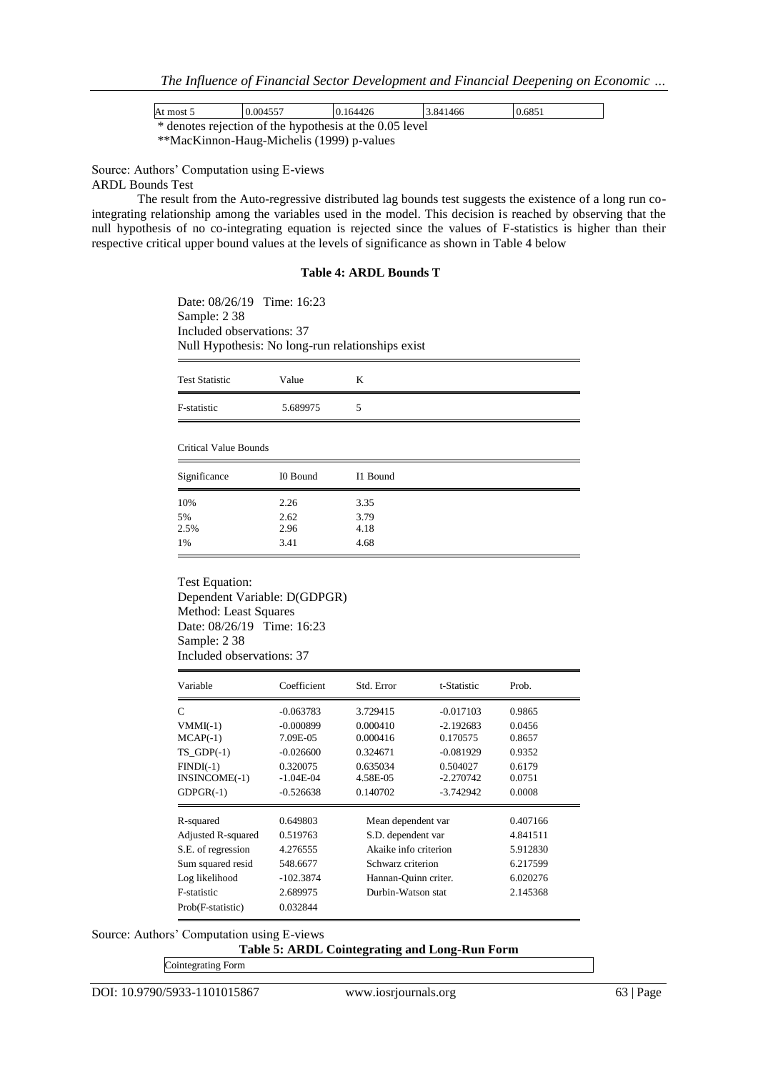| At most 5 | 0.004557 | 0.164426 | 3.841466 | 0.6851 |
|---|---|---|---|---|

\* denotes rejection of the hypothesis at the 0.05 level
\*\*MacKinnon-Haug-Michelis (1999) p-values

Source: Authors' Computation using E-views

ARDL Bounds Test

The result from the Auto-regressive distributed lag bounds test suggests the existence of a long run co-integrating relationship among the variables used in the model. This decision is reached by observing that the null hypothesis of no co-integrating equation is rejected since the values of F-statistics is higher than their respective critical upper bound values at the levels of significance as shown in Table 4 below

**Table 4: ARDL Bounds T**

Date: 08/26/19 Time: 16:23
Sample: 2 38
Included observations: 37
Null Hypothesis: No long-run relationships exist

| Test Statistic | Value | K |
|---|---|---|
| F-statistic | 5.689975 | 5 |

Critical Value Bounds

| Significance | I0 Bound | I1 Bound |
|---|---|---|
| 10% | 2.26 | 3.35 |
| 5% | 2.62 | 3.79 |
| 2.5% | 2.96 | 4.18 |
| 1% | 3.41 | 4.68 |

Test Equation:
Dependent Variable: D(GDPGR)
Method: Least Squares
Date: 08/26/19 Time: 16:23
Sample: 2 38
Included observations: 37

| Variable | Coefficient | Std. Error | t-Statistic | Prob. |
|---|---|---|---|---|
| C | -0.063783 | 3.729415 | -0.017103 | 0.9865 |
| VMMI(-1) | -0.000899 | 0.000410 | -2.192683 | 0.0456 |
| MCAP(-1) | 7.09E-05 | 0.000416 | 0.170575 | 0.8657 |
| TS_GDP(-1) | -0.026600 | 0.324671 | -0.081929 | 0.9352 |
| FINDI(-1) | 0.320075 | 0.635034 | 0.504027 | 0.6179 |
| INSINCOME(-1) | -1.04E-04 | 4.58E-05 | -2.270742 | 0.0751 |
| GDPGR(-1) | -0.526638 | 0.140702 | -3.742942 | 0.0008 |

| | | | |
|---|---|---|---|
| R-squared | 0.649803 | Mean dependent var | 0.407166 |
| Adjusted R-squared | 0.519763 | S.D. dependent var | 4.841511 |
| S.E. of regression | 4.276555 | Akaike info criterion | 5.912830 |
| Sum squared resid | 548.6677 | Schwarz criterion | 6.217599 |
| Log likelihood | -102.3874 | Hannan-Quinn criter. | 6.020276 |
| F-statistic | 2.689975 | Durbin-Watson stat | 2.145368 |
| Prob(F-statistic) | 0.032844 | | |

Source: Authors' Computation using E-views

**Table 5: ARDL Cointegrating and Long-Run Form**

| Cointegrating Form |
|---|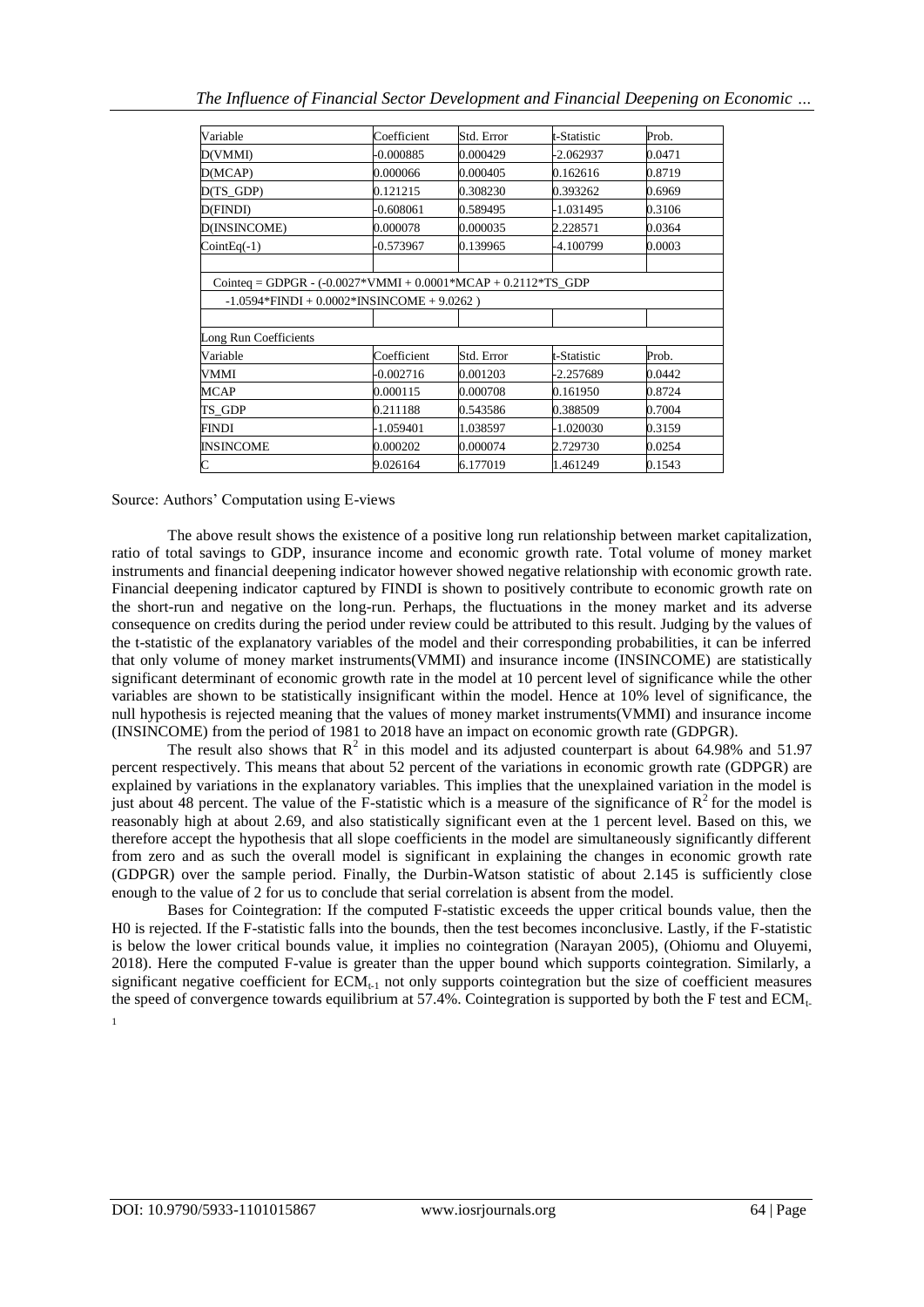| Variable | Coefficient | Std. Error | t-Statistic | Prob. |
|---|---|---|---|---|
| D(VMMI) | -0.000885 | 0.000429 | -2.062937 | 0.0471 |
| D(MCAP) | 0.000066 | 0.000405 | 0.162616 | 0.8719 |
| D(TS_GDP) | 0.121215 | 0.308230 | 0.393262 | 0.6969 |
| D(FINDI) | -0.608061 | 0.589495 | -1.031495 | 0.3106 |
| D(INSINCOME) | 0.000078 | 0.000035 | 2.228571 | 0.0364 |
| CointEq(-1) | -0.573967 | 0.139965 | -4.100799 | 0.0003 |
| | | | | |
| Cointeq = GDPGR - (-0.0027*VMMI + 0.0001*MCAP + 0.2112*TS_GDP | | | | |
| -1.0594*FINDI + 0.0002*INSINCOME + 9.0262 ) | | | | |
| | | | | |
| Long Run Coefficients | | | | |
| Variable | Coefficient | Std. Error | t-Statistic | Prob. |
| VMMI | -0.002716 | 0.001203 | -2.257689 | 0.0442 |
| MCAP | 0.000115 | 0.000708 | 0.161950 | 0.8724 |
| TS_GDP | 0.211188 | 0.543586 | 0.388509 | 0.7004 |
| FINDI | -1.059401 | 1.038597 | -1.020030 | 0.3159 |
| INSINCOME | 0.000202 | 0.000074 | 2.729730 | 0.0254 |
| C | 9.026164 | 6.177019 | 1.461249 | 0.1543 |

Source: Authors' Computation using E-views

The above result shows the existence of a positive long run relationship between market capitalization, ratio of total savings to GDP, insurance income and economic growth rate. Total volume of money market instruments and financial deepening indicator however showed negative relationship with economic growth rate. Financial deepening indicator captured by FINDI is shown to positively contribute to economic growth rate on the short-run and negative on the long-run. Perhaps, the fluctuations in the money market and its adverse consequence on credits during the period under review could be attributed to this result. Judging by the values of the t-statistic of the explanatory variables of the model and their corresponding probabilities, it can be inferred that only volume of money market instruments(VMMI) and insurance income (INSINCOME) are statistically significant determinant of economic growth rate in the model at 10 percent level of significance while the other variables are shown to be statistically insignificant within the model. Hence at 10% level of significance, the null hypothesis is rejected meaning that the values of money market instruments(VMMI) and insurance income (INSINCOME) from the period of 1981 to 2018 have an impact on economic growth rate (GDPGR).

The result also shows that $R^2$ in this model and its adjusted counterpart is about 64.98% and 51.97 percent respectively. This means that about 52 percent of the variations in economic growth rate (GDPGR) are explained by variations in the explanatory variables. This implies that the unexplained variation in the model is just about 48 percent. The value of the F-statistic which is a measure of the significance of $R^2$ for the model is reasonably high at about 2.69, and also statistically significant even at the 1 percent level. Based on this, we therefore accept the hypothesis that all slope coefficients in the model are simultaneously significantly different from zero and as such the overall model is significant in explaining the changes in economic growth rate (GDPGR) over the sample period. Finally, the Durbin-Watson statistic of about 2.145 is sufficiently close enough to the value of 2 for us to conclude that serial correlation is absent from the model.

Bases for Cointegration: If the computed F-statistic exceeds the upper critical bounds value, then the H0 is rejected. If the F-statistic falls into the bounds, then the test becomes inconclusive. Lastly, if the F-statistic is below the lower critical bounds value, it implies no cointegration (Narayan 2005), (Ohiomu and Oluyemi, 2018). Here the computed F-value is greater than the upper bound which supports cointegration. Similarly, a significant negative coefficient for $ECM_{t-1}$ not only supports cointegration but the size of coefficient measures the speed of convergence towards equilibrium at 57.4%. Cointegration is supported by both the F test and $ECM_{t-1}$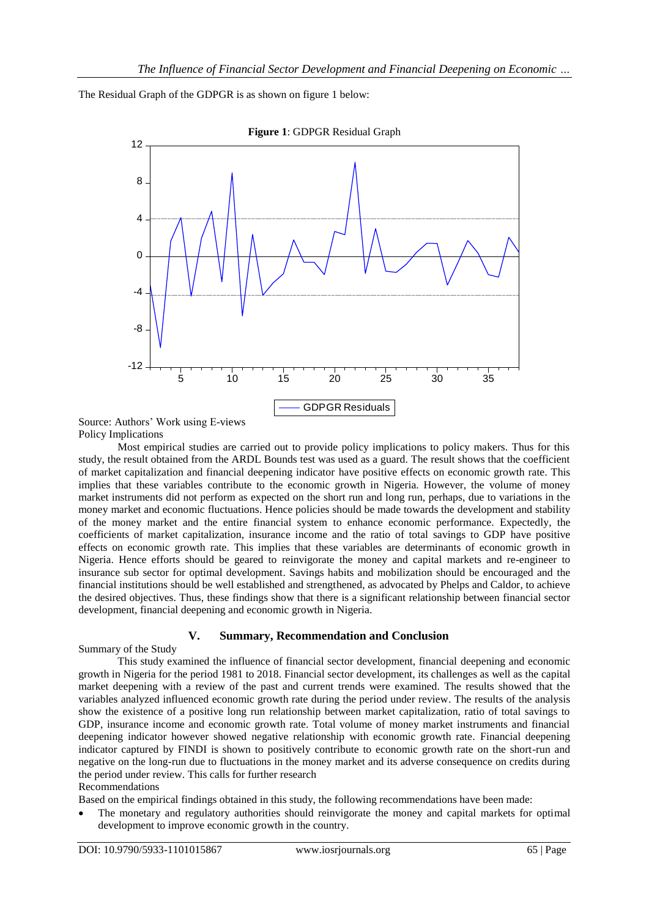The Residual Graph of the GDPGR is as shown on figure 1 below:

**Figure 1**: GDPGR Residual Graph

Source: Authors' Work using E-views

Policy Implications

Most empirical studies are carried out to provide policy implications to policy makers. Thus for this study, the result obtained from the ARDL Bounds test was used as a guard. The result shows that the coefficient of market capitalization and financial deepening indicator have positive effects on economic growth rate. This implies that these variables contribute to the economic growth in Nigeria. However, the volume of money market instruments did not perform as expected on the short run and long run, perhaps, due to variations in the money market and economic fluctuations. Hence policies should be made towards the development and stability of the money market and the entire financial system to enhance economic performance. Expectedly, the coefficients of market capitalization, insurance income and the ratio of total savings to GDP have positive effects on economic growth rate. This implies that these variables are determinants of economic growth in Nigeria. Hence efforts should be geared to reinvigorate the money and capital markets and re-engineer to insurance sub sector for optimal development. Savings habits and mobilization should be encouraged and the financial institutions should be well established and strengthened, as advocated by Phelps and Caldor, to achieve the desired objectives. Thus, these findings show that there is a significant relationship between financial sector development, financial deepening and economic growth in Nigeria.

## V. Summary, Recommendation and Conclusion

Summary of the Study

This study examined the influence of financial sector development, financial deepening and economic growth in Nigeria for the period 1981 to 2018. Financial sector development, its challenges as well as the capital market deepening with a review of the past and current trends were examined. The results showed that the variables analyzed influenced economic growth rate during the period under review. The results of the analysis show the existence of a positive long run relationship between market capitalization, ratio of total savings to GDP, insurance income and economic growth rate. Total volume of money market instruments and financial deepening indicator however showed negative relationship with economic growth rate. Financial deepening indicator captured by FINDI is shown to positively contribute to economic growth rate on the short-run and negative on the long-run due to fluctuations in the money market and its adverse consequence on credits during the period under review. This calls for further research

Recommendations

Based on the empirical findings obtained in this study, the following recommendations have been made:

- The monetary and regulatory authorities should reinvigorate the money and capital markets for optimal development to improve economic growth in the country.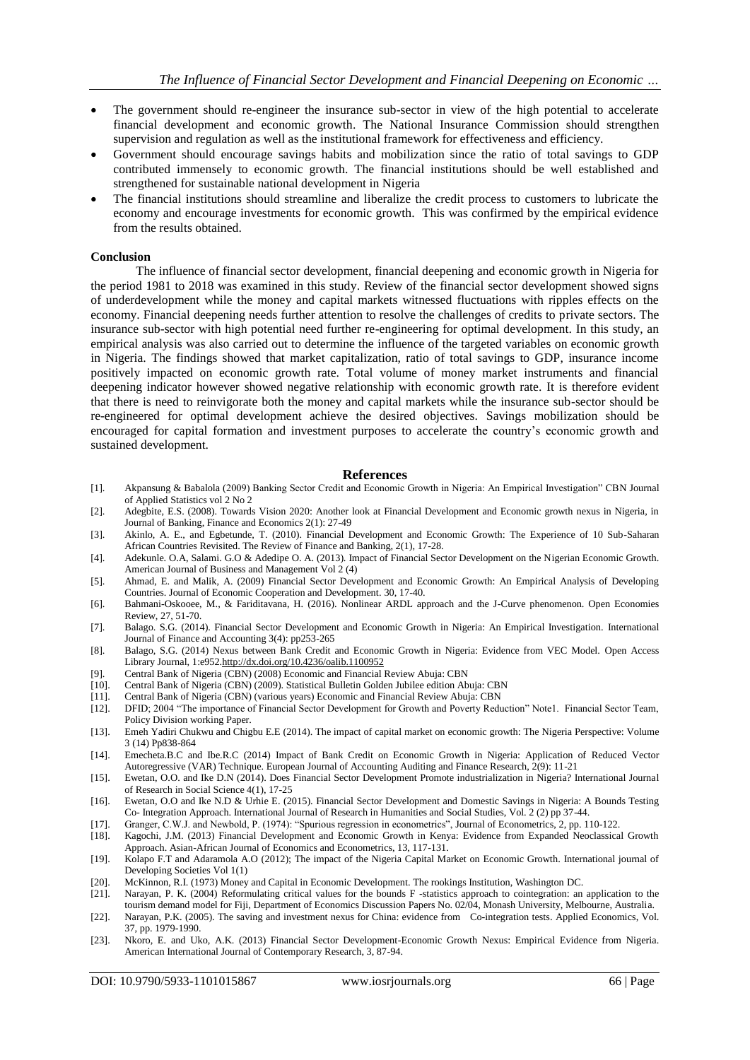- The government should re-engineer the insurance sub-sector in view of the high potential to accelerate financial development and economic growth. The National Insurance Commission should strengthen supervision and regulation as well as the institutional framework for effectiveness and efficiency.
- Government should encourage savings habits and mobilization since the ratio of total savings to GDP contributed immensely to economic growth. The financial institutions should be well established and strengthened for sustainable national development in Nigeria
- The financial institutions should streamline and liberalize the credit process to customers to lubricate the economy and encourage investments for economic growth. This was confirmed by the empirical evidence from the results obtained.

**Conclusion**

The influence of financial sector development, financial deepening and economic growth in Nigeria for the period 1981 to 2018 was examined in this study. Review of the financial sector development showed signs of underdevelopment while the money and capital markets witnessed fluctuations with ripples effects on the economy. Financial deepening needs further attention to resolve the challenges of credits to private sectors. The insurance sub-sector with high potential need further re-engineering for optimal development. In this study, an empirical analysis was also carried out to determine the influence of the targeted variables on economic growth in Nigeria. The findings showed that market capitalization, ratio of total savings to GDP, insurance income positively impacted on economic growth rate. Total volume of money market instruments and financial deepening indicator however showed negative relationship with economic growth rate. It is therefore evident that there is need to reinvigorate both the money and capital markets while the insurance sub-sector should be re-engineered for optimal development achieve the desired objectives. Savings mobilization should be encouraged for capital formation and investment purposes to accelerate the country's economic growth and sustained development.

## References

[1]. Akpansung & Babalola (2009) Banking Sector Credit and Economic Growth in Nigeria: An Empirical Investigation" CBN Journal of Applied Statistics vol 2 No 2

[2]. Adegbite, E.S. (2008). Towards Vision 2020: Another look at Financial Development and Economic growth nexus in Nigeria, in Journal of Banking, Finance and Economics 2(1): 27-49

[3]. Akinlo, A. E., and Egbetunde, T. (2010). Financial Development and Economic Growth: The Experience of 10 Sub-Saharan African Countries Revisited. The Review of Finance and Banking, 2(1), 17-28.

[4]. Adekunle. O.A, Salami. G.O & Adedipe O. A. (2013). Impact of Financial Sector Development on the Nigerian Economic Growth. American Journal of Business and Management Vol 2 (4)

[5]. Ahmad, E. and Malik, A. (2009) Financial Sector Development and Economic Growth: An Empirical Analysis of Developing Countries. Journal of Economic Cooperation and Development. 30, 17-40.

[6]. Bahmani-Oskooee, M., & Fariditavana, H. (2016). Nonlinear ARDL approach and the J-Curve phenomenon. Open Economies Review, 27, 51-70.

[7]. Balago. S.G. (2014). Financial Sector Development and Economic Growth in Nigeria: An Empirical Investigation. International Journal of Finance and Accounting 3(4): pp253-265

[8]. Balago, S.G. (2014) Nexus between Bank Credit and Economic Growth in Nigeria: Evidence from VEC Model. Open Access Library Journal, 1:e952.http://dx.doi.org/10.4236/oalib.1100952

[9]. Central Bank of Nigeria (CBN) (2008) Economic and Financial Review Abuja: CBN

[10]. Central Bank of Nigeria (CBN) (2009). Statistical Bulletin Golden Jubilee edition Abuja: CBN

[11]. Central Bank of Nigeria (CBN) (various years) Economic and Financial Review Abuja: CBN

[12]. DFID; 2004 "The importance of Financial Sector Development for Growth and Poverty Reduction" Note1. Financial Sector Team, Policy Division working Paper.

[13]. Emeh Yadiri Chukwu and Chigbu E.E (2014). The impact of capital market on economic growth: The Nigeria Perspective: Volume 3 (14) Pp838-864

[14]. Emecheta.B.C and Ibe.R.C (2014) Impact of Bank Credit on Economic Growth in Nigeria: Application of Reduced Vector Autoregressive (VAR) Technique. European Journal of Accounting Auditing and Finance Research, 2(9): 11-21

[15]. Ewetan, O.O. and Ike D.N (2014). Does Financial Sector Development Promote industrialization in Nigeria? International Journal of Research in Social Science 4(1), 17-25

[16]. Ewetan, O.O and Ike N.D & Urhie E. (2015). Financial Sector Development and Domestic Savings in Nigeria: A Bounds Testing Co- Integration Approach. International Journal of Research in Humanities and Social Studies, Vol. 2 (2) pp 37-44.

[17]. Granger, C.W.J. and Newbold, P. (1974): "Spurious regression in econometrics", Journal of Econometrics, 2, pp. 110-122.

[18]. Kagochi, J.M. (2013) Financial Development and Economic Growth in Kenya: Evidence from Expanded Neoclassical Growth Approach. Asian-African Journal of Economics and Econometrics, 13, 117-131.

[19]. Kolapo F.T and Adaramola A.O (2012); The impact of the Nigeria Capital Market on Economic Growth. International journal of Developing Societies Vol 1(1)

[20]. McKinnon, R.I. (1973) Money and Capital in Economic Development. The rookings Institution, Washington DC.

[21]. Narayan, P. K. (2004) Reformulating critical values for the bounds F -statistics approach to cointegration: an application to the tourism demand model for Fiji, Department of Economics Discussion Papers No. 02/04, Monash University, Melbourne, Australia.

[22]. Narayan, P.K. (2005). The saving and investment nexus for China: evidence from Co-integration tests. Applied Economics, Vol. 37, pp. 1979-1990.

[23]. Nkoro, E. and Uko, A.K. (2013) Financial Sector Development-Economic Growth Nexus: Empirical Evidence from Nigeria. American International Journal of Contemporary Research, 3, 87-94.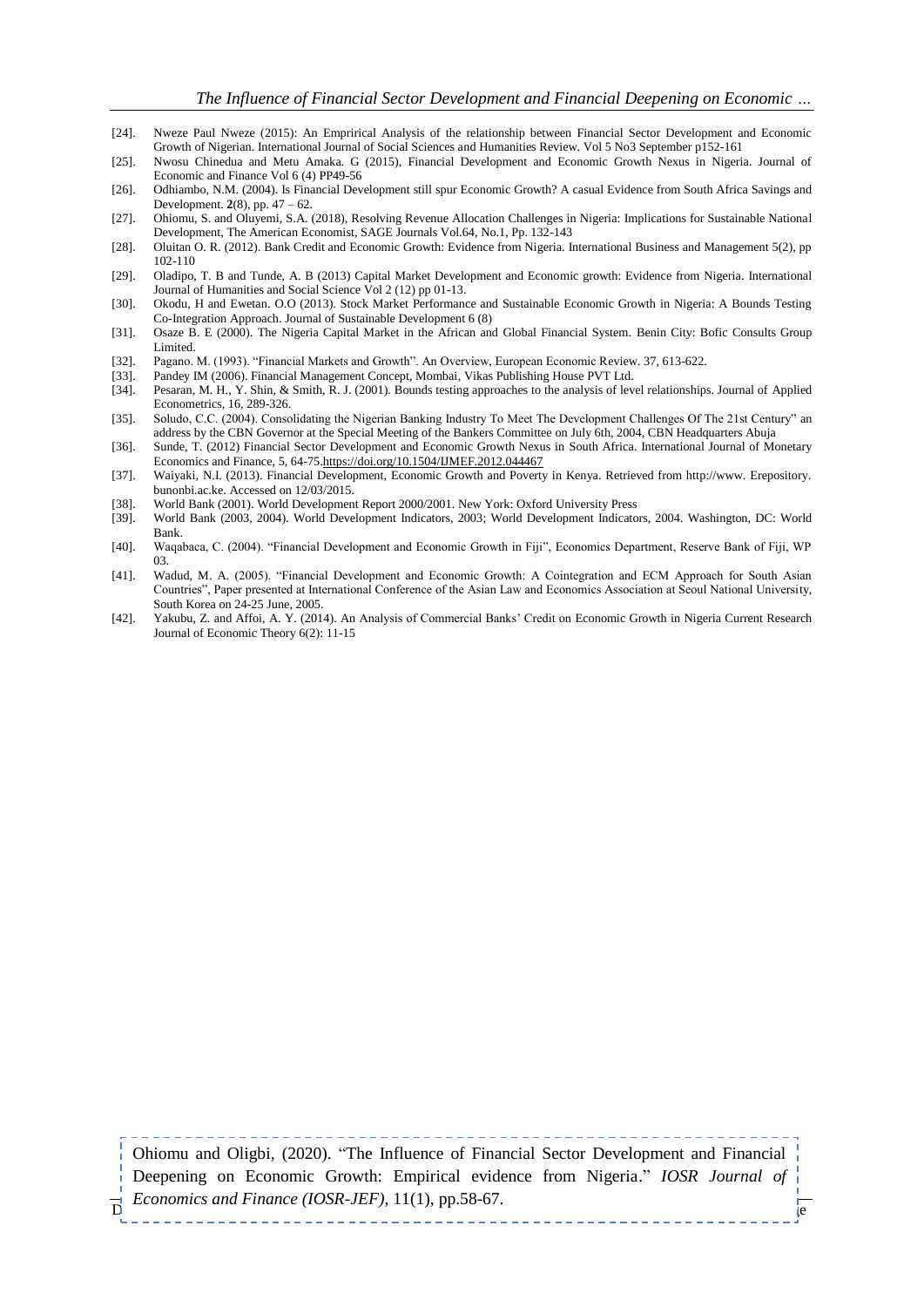[24]. Nweze Paul Nweze (2015): An Emprirical Analysis of the relationship between Financial Sector Development and Economic Growth of Nigerian. International Journal of Social Sciences and Humanities Review. Vol 5 No3 September p152-161

[25]. Nwosu Chinedua and Metu Amaka. G (2015), Financial Development and Economic Growth Nexus in Nigeria. Journal of Economic and Finance Vol 6 (4) PP49-56

[26]. Odhiambo, N.M. (2004). Is Financial Development still spur Economic Growth? A casual Evidence from South Africa Savings and Development. **2**(8), pp. 47 – 62.

[27]. Ohiomu, S. and Oluyemi, S.A. (2018), Resolving Revenue Allocation Challenges in Nigeria: Implications for Sustainable National Development, The American Economist, SAGE Journals Vol.64, No.1, Pp. 132-143

[28]. Oluitan O. R. (2012). Bank Credit and Economic Growth: Evidence from Nigeria. International Business and Management 5(2), pp 102-110

[29]. Oladipo, T. B and Tunde, A. B (2013) Capital Market Development and Economic growth: Evidence from Nigeria. International Journal of Humanities and Social Science Vol 2 (12) pp 01-13.

[30]. Okodu, H and Ewetan. O.O (2013). Stock Market Performance and Sustainable Economic Growth in Nigeria: A Bounds Testing Co-Integration Approach. Journal of Sustainable Development 6 (8)

[31]. Osaze B. E (2000). The Nigeria Capital Market in the African and Global Financial System. Benin City: Bofic Consults Group Limited.

[32]. Pagano. M. (1993). "Financial Markets and Growth". An Overview, European Economic Review. 37, 613-622.

[33]. Pandey IM (2006). Financial Management Concept, Mombai, Vikas Publishing House PVT Ltd.

[34]. Pesaran, M. H., Y. Shin, & Smith, R. J. (2001). Bounds testing approaches to the analysis of level relationships. Journal of Applied Econometrics, 16, 289-326.

[35]. Soludo, C.C. (2004). Consolidating the Nigerian Banking Industry To Meet The Development Challenges Of The 21st Century" an address by the CBN Governor at the Special Meeting of the Bankers Committee on July 6th, 2004, CBN Headquarters Abuja

[36]. Sunde, T. (2012) Financial Sector Development and Economic Growth Nexus in South Africa. International Journal of Monetary Economics and Finance, 5, 64-75.https://doi.org/10.1504/IJMEF.2012.044467

[37]. Waiyaki, N.I. (2013). Financial Development, Economic Growth and Poverty in Kenya. Retrieved from http://www. Erepository. bunonbi.ac.ke. Accessed on 12/03/2015.

[38]. World Bank (2001). World Development Report 2000/2001. New York: Oxford University Press

[39]. World Bank (2003, 2004). World Development Indicators, 2003; World Development Indicators, 2004. Washington, DC: World Bank.

[40]. Waqabaca, C. (2004). "Financial Development and Economic Growth in Fiji", Economics Department, Reserve Bank of Fiji, WP 03.

[41]. Wadud, M. A. (2005). "Financial Development and Economic Growth: A Cointegration and ECM Approach for South Asian Countries", Paper presented at International Conference of the Asian Law and Economics Association at Seoul National University, South Korea on 24-25 June, 2005.

[42]. Yakubu, Z. and Affoi, A. Y. (2014). An Analysis of Commercial Banks' Credit on Economic Growth in Nigeria Current Research Journal of Economic Theory 6(2): 11-15

Ohiomu and Oligbi, (2020). "The Influence of Financial Sector Development and Financial Deepening on Economic Growth: Empirical evidence from Nigeria." *IOSR Journal of Economics and Finance (IOSR-JEF)*, 11(1), pp.58-67.